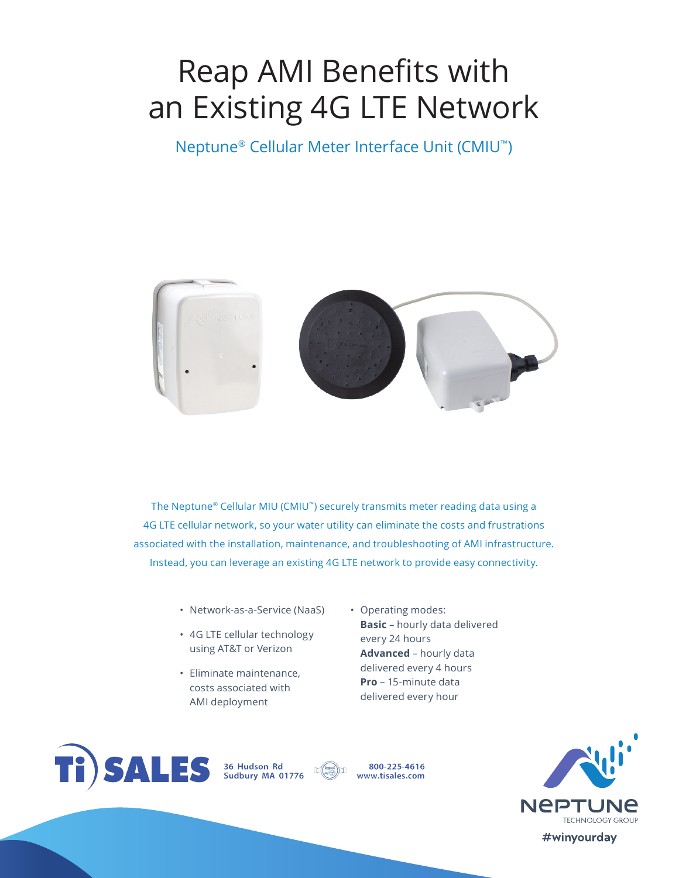# Reap AMI Benefits with an Existing 4G LTE Network

## Neptune® Cellular Meter Interface Unit (CMIU™)

The Neptune® Cellular MIU (CMIU™) securely transmits meter reading data using a 4G LTE cellular network, so your water utility can eliminate the costs and frustrations associated with the installation, maintenance, and troubleshooting of AMI infrastructure. Instead, you can leverage an existing 4G LTE network to provide easy connectivity.

- Network-as-a-Service (NaaS)
- 4G LTE cellular technology using AT&T or Verizon
- Eliminate maintenance, costs associated with AMI deployment
- Operating modes:
  **Basic** – hourly data delivered every 24 hours
  **Advanced** – hourly data delivered every 4 hours
  **Pro** – 15-minute data delivered every hour

Ti SALES
36 Hudson Rd
Sudbury MA 01776

800-225-4616
www.tisales.com

NEPTUNE TECHNOLOGY GROUP

#winyourday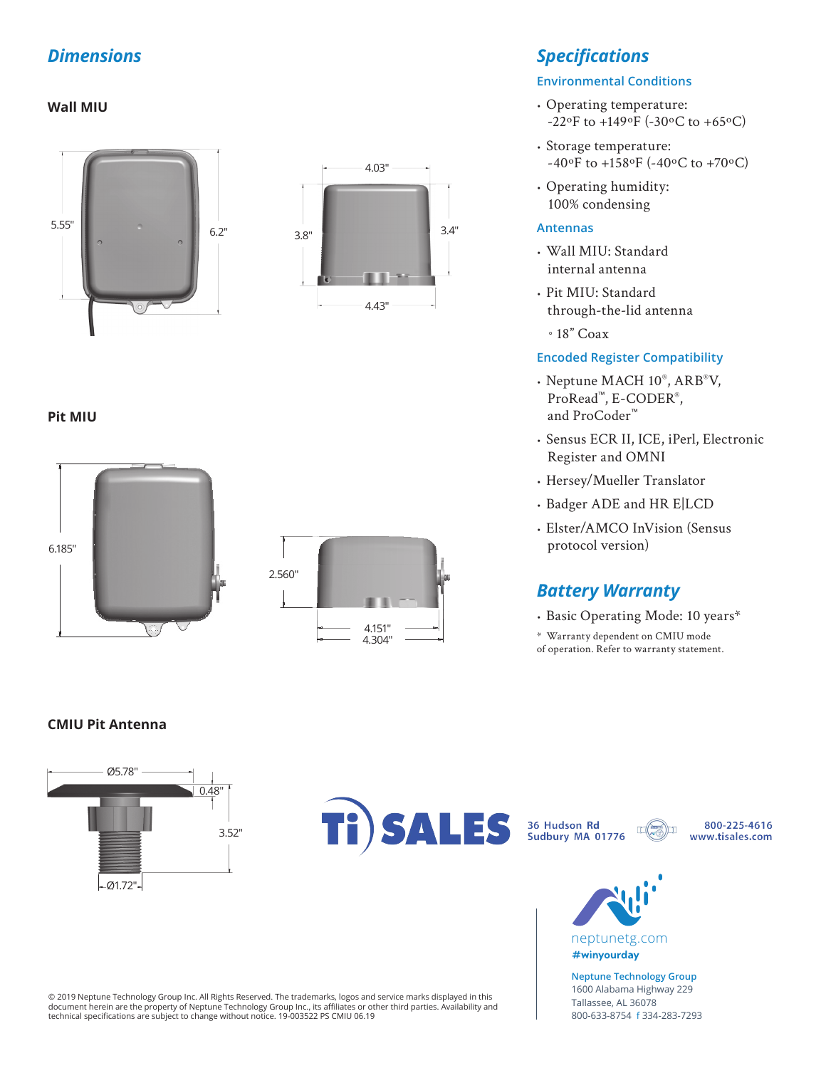## Dimensions

### Wall MIU

5.55"

6.2"

4.03"

3.8"

3.4"

4.43"

### Pit MIU

6.185"

2.560"

4.151"

4.304"

### CMIU Pit Antenna

Ø5.78"

0.48"

3.52"

Ø1.72"

## Specifications

### Environmental Conditions

- Operating temperature: -22ºF to +149ºF (-30ºC to +65ºC)
- Storage temperature: -40ºF to +158ºF (-40ºC to +70ºC)
- Operating humidity: 100% condensing

### Antennas

- Wall MIU: Standard internal antenna
- Pit MIU: Standard through-the-lid antenna
  - 18" Coax

### Encoded Register Compatibility

- Neptune MACH 10®, ARB®V, ProRead™, E-CODER®, and ProCoder™
- Sensus ECR II, ICE, iPerl, Electronic Register and OMNI
- Hersey/Mueller Translator
- Badger ADE and HR E|LCD
- Elster/AMCO InVision (Sensus protocol version)

## Battery Warranty

- Basic Operating Mode: 10 years*

\* Warranty dependent on CMIU mode of operation. Refer to warranty statement.

Ti SALES

36 Hudson Rd
Sudbury MA 01776

800-225-4616
www.tisales.com

neptunetg.com
#winyourday

**Neptune Technology Group**
1600 Alabama Highway 229
Tallassee, AL 36078
800-633-8754 f 334-283-7293

© 2019 Neptune Technology Group Inc. All Rights Reserved. The trademarks, logos and service marks displayed in this document herein are the property of Neptune Technology Group Inc., its affiliates or other third parties. Availability and technical specifications are subject to change without notice. 19-003522 PS CMIU 06.19